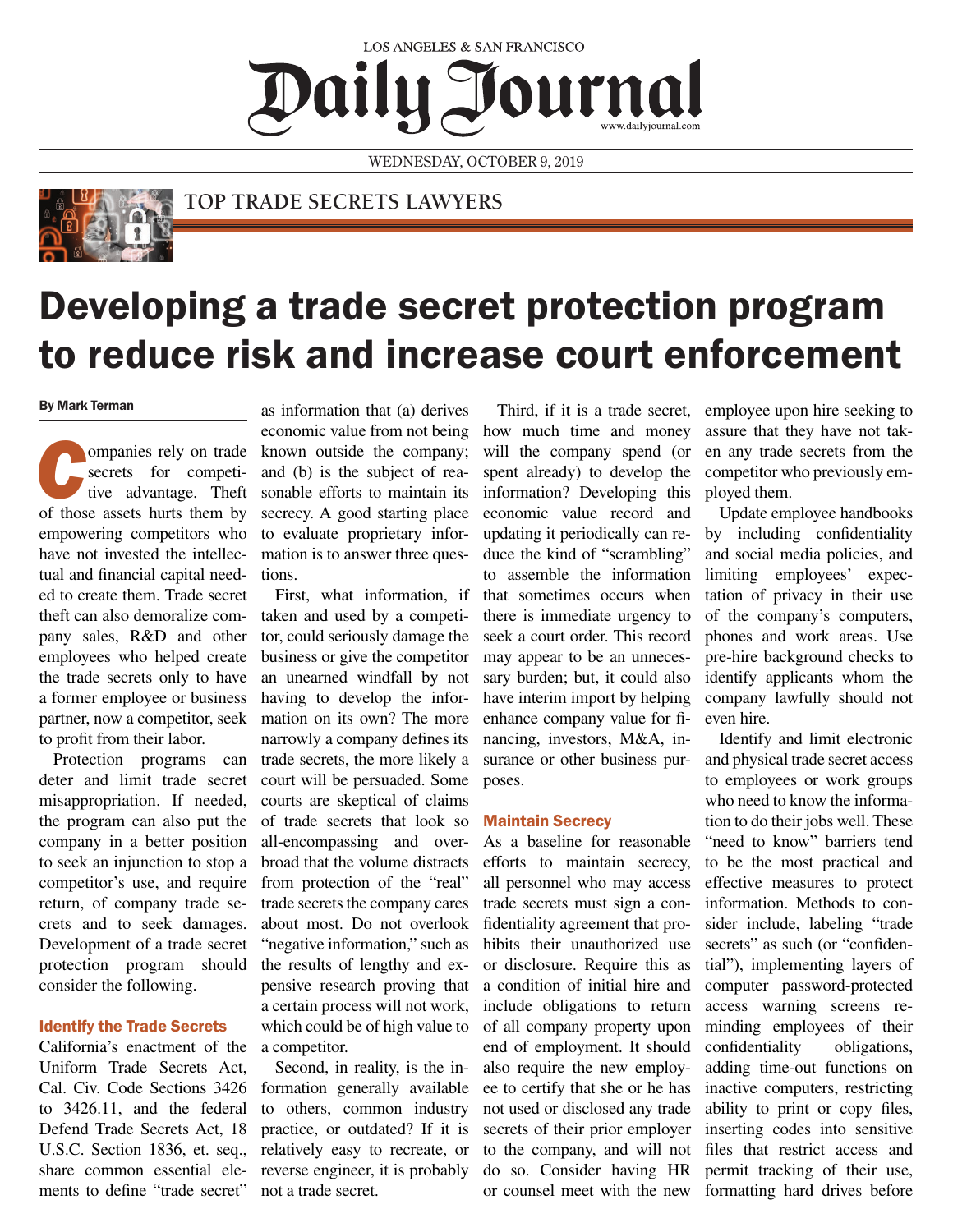LOS ANGELES & SAN FRANCISCO

# Daily Journal

WEDNESDAY, OCTOBER 9, 2019

TOP TRADE SECRETS LAWYERS

# Developing a trade secret protection program to reduce risk and increase court enforcement

**By Mark Terman**

Companies rely on trade secrets for competitive advantage. Theft of those assets hurts them by empowering competitors who have not invested the intellectual and financial capital needed to create them. Trade secret theft can also demoralize company sales, R&D and other employees who helped create the trade secrets only to have a former employee or business partner, now a competitor, seek to profit from their labor.

Protection programs can deter and limit trade secret misappropriation. If needed, the program can also put the company in a better position to seek an injunction to stop a competitor's use, and require return, of company trade secrets and to seek damages. Development of a trade secret protection program should consider the following.

## Identify the Trade Secrets

California's enactment of the Uniform Trade Secrets Act, Cal. Civ. Code Sections 3426 to 3426.11, and the federal Defend Trade Secrets Act, 18 U.S.C. Section 1836, et. seq., share common essential elements to define "trade secret" as information that (a) derives economic value from not being known outside the company; and (b) is the subject of reasonable efforts to maintain its secrecy. A good starting place to evaluate proprietary information is to answer three questions.

First, what information, if taken and used by a competitor, could seriously damage the business or give the competitor an unearned windfall by not having to develop the information on its own? The more narrowly a company defines its trade secrets, the more likely a court will be persuaded. Some courts are skeptical of claims of trade secrets that look so all-encompassing and overbroad that the volume distracts from protection of the "real" trade secrets the company cares about most. Do not overlook "negative information," such as the results of lengthy and expensive research proving that a certain process will not work, which could be of high value to a competitor.

Second, in reality, is the information generally available to others, common industry practice, or outdated? If it is relatively easy to recreate, or reverse engineer, it is probably not a trade secret.

Third, if it is a trade secret, how much time and money will the company spend (or spent already) to develop the information? Developing this economic value record and updating it periodically can reduce the kind of "scrambling" to assemble the information that sometimes occurs when there is immediate urgency to seek a court order. This record may appear to be an unnecessary burden; but, it could also have interim import by helping enhance company value for financing, investors, M&A, insurance or other business purposes.

## Maintain Secrecy

As a baseline for reasonable efforts to maintain secrecy, all personnel who may access trade secrets must sign a confidentiality agreement that prohibits their unauthorized use or disclosure. Require this as a condition of initial hire and include obligations to return of all company property upon end of employment. It should also require the new employee to certify that she or he has not used or disclosed any trade secrets of their prior employer to the company, and will not do so. Consider having HR or counsel meet with the new employee upon hire seeking to assure that they have not taken any trade secrets from the competitor who previously employed them.

Update employee handbooks by including confidentiality and social media policies, and limiting employees' expectation of privacy in their use of the company's computers, phones and work areas. Use pre-hire background checks to identify applicants whom the company lawfully should not even hire.

Identify and limit electronic and physical trade secret access to employees or work groups who need to know the information to do their jobs well. These "need to know" barriers tend to be the most practical and effective measures to protect information. Methods to consider include, labeling "trade secrets" as such (or "confidential"), implementing layers of computer password-protected access warning screens reminding employees of their confidentiality obligations, adding time-out functions on inactive computers, restricting ability to print or copy files, inserting codes into sensitive files that restrict access and permit tracking of their use, formatting hard drives before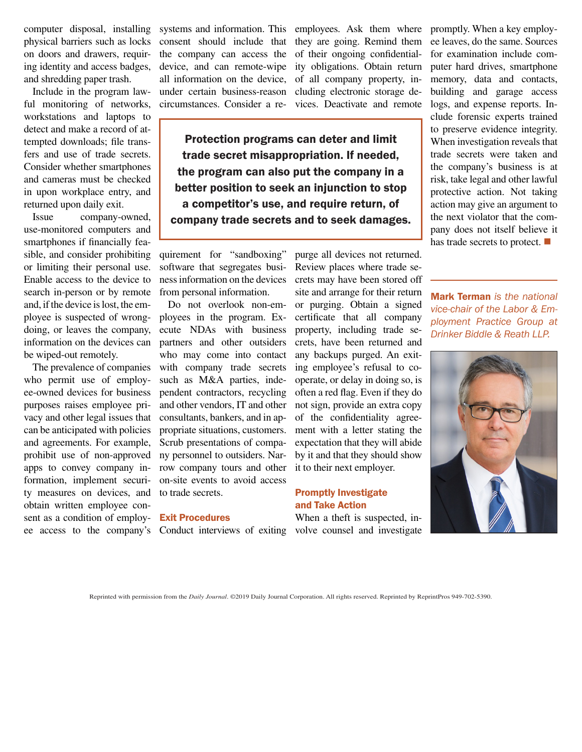computer disposal, installing physical barriers such as locks on doors and drawers, requiring identity and access badges, and shredding paper trash.

Include in the program lawful monitoring of networks, workstations and laptops to detect and make a record of attempted downloads; file transfers and use of trade secrets. Consider whether smartphones and cameras must be checked in upon workplace entry, and returned upon daily exit.

Issue company-owned, use-monitored computers and smartphones if financially feasible, and consider prohibiting or limiting their personal use. Enable access to the device to search in-person or by remote and, if the device is lost, the employee is suspected of wrongdoing, or leaves the company, information on the devices can be wiped-out remotely.

The prevalence of companies who permit use of employee-owned devices for business purposes raises employee privacy and other legal issues that can be anticipated with policies and agreements. For example, prohibit use of non-approved apps to convey company information, implement security measures on devices, and obtain written employee consent as a condition of employee access to the company's systems and information. This consent should include that the company can access the device, and can remote-wipe all information on the device, under certain business-reason circumstances. Consider a requirement for "sandboxing" software that segregates business information on the devices from personal information.

**Protection programs can deter and limit trade secret misappropriation. If needed, the program can also put the company in a better position to seek an injunction to stop a competitor's use, and require return, of company trade secrets and to seek damages.**

Do not overlook non-employees in the program. Execute NDAs with business partners and other outsiders who may come into contact with company trade secrets such as M&A parties, independent contractors, recycling and other vendors, IT and other consultants, bankers, and in appropriate situations, customers. Scrub presentations of company personnel to outsiders. Narrow company tours and other on-site events to avoid access to trade secrets.

## Exit Procedures

Conduct interviews of exiting employees. Ask them where they are going. Remind them of their ongoing confidentiality obligations. Obtain return of all company property, including electronic storage devices. Deactivate and remote purge all devices not returned. Review places where trade secrets may have been stored off site and arrange for their return or purging. Obtain a signed certificate that all company property, including trade secrets, have been returned and any backups purged. An exiting employee's refusal to cooperate, or delay in doing so, is often a red flag. Even if they do not sign, provide an extra copy of the confidentiality agreement with a letter stating the expectation that they will abide by it and that they should show it to their next employer.

## Promptly Investigate and Take Action

When a theft is suspected, involve counsel and investigate promptly. When a key employee leaves, do the same. Sources for examination include computer hard drives, smartphone memory, data and contacts, building and garage access logs, and expense reports. Include forensic experts trained to preserve evidence integrity. When investigation reveals that trade secrets were taken and the company's business is at risk, take legal and other lawful protective action. Not taking action may give an argument to the next violator that the company does not itself believe it has trade secrets to protect. ■

**Mark Terman** *is the national vice-chair of the Labor & Employment Practice Group at Drinker Biddle & Reath LLP.*

Reprinted with permission from the *Daily Journal*. ©2019 Daily Journal Corporation. All rights reserved. Reprinted by ReprintPros 949-702-5390.